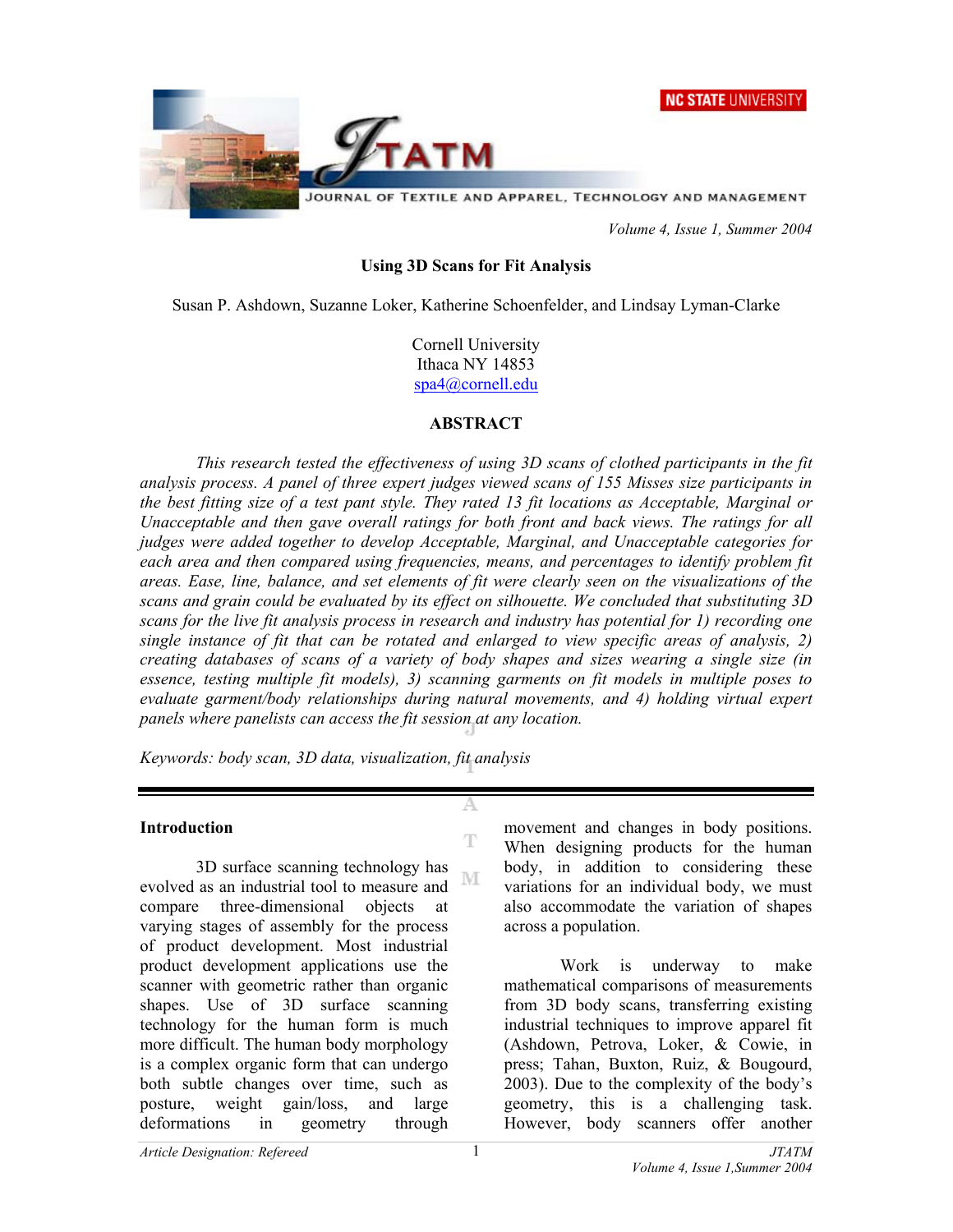# Using 3D Scans for Fit Analysis

Susan P. Ashdown, Suzanne Loker, Katherine Schoenfelder, and Lindsay Lyman-Clarke

Cornell University
Ithaca NY 14853
spa4@cornell.edu

## ABSTRACT

*This research tested the effectiveness of using 3D scans of clothed participants in the fit analysis process. A panel of three expert judges viewed scans of 155 Misses size participants in the best fitting size of a test pant style. They rated 13 fit locations as Acceptable, Marginal or Unacceptable and then gave overall ratings for both front and back views. The ratings for all judges were added together to develop Acceptable, Marginal, and Unacceptable categories for each area and then compared using frequencies, means, and percentages to identify problem fit areas. Ease, line, balance, and set elements of fit were clearly seen on the visualizations of the scans and grain could be evaluated by its effect on silhouette. We concluded that substituting 3D scans for the live fit analysis process in research and industry has potential for 1) recording one single instance of fit that can be rotated and enlarged to view specific areas of analysis, 2) creating databases of scans of a variety of body shapes and sizes wearing a single size (in essence, testing multiple fit models), 3) scanning garments on fit models in multiple poses to evaluate garment/body relationships during natural movements, and 4) holding virtual expert panels where panelists can access the fit session at any location.*

*Keywords: body scan, 3D data, visualization, fit analysis*

## Introduction

3D surface scanning technology has evolved as an industrial tool to measure and compare three-dimensional objects at varying stages of assembly for the process of product development. Most industrial product development applications use the scanner with geometric rather than organic shapes. Use of 3D surface scanning technology for the human form is much more difficult. The human body morphology is a complex organic form that can undergo both subtle changes over time, such as posture, weight gain/loss, and large deformations in geometry through movement and changes in body positions. When designing products for the human body, in addition to considering these variations for an individual body, we must also accommodate the variation of shapes across a population.

Work is underway to make mathematical comparisons of measurements from 3D body scans, transferring existing industrial techniques to improve apparel fit (Ashdown, Petrova, Loker, & Cowie, in press; Tahan, Buxton, Ruiz, & Bougourd, 2003). Due to the complexity of the body's geometry, this is a challenging task. However, body scanners offer another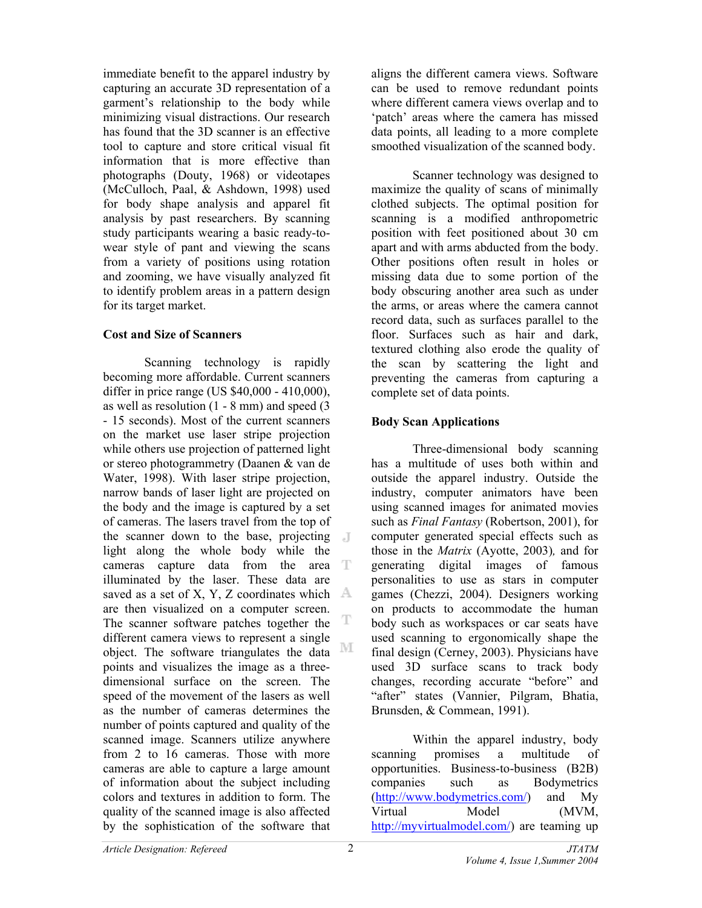immediate benefit to the apparel industry by capturing an accurate 3D representation of a garment's relationship to the body while minimizing visual distractions. Our research has found that the 3D scanner is an effective tool to capture and store critical visual fit information that is more effective than photographs (Douty, 1968) or videotapes (McCulloch, Paal, & Ashdown, 1998) used for body shape analysis and apparel fit analysis by past researchers. By scanning study participants wearing a basic ready-to-wear style of pant and viewing the scans from a variety of positions using rotation and zooming, we have visually analyzed fit to identify problem areas in a pattern design for its target market.

**Cost and Size of Scanners**

Scanning technology is rapidly becoming more affordable. Current scanners differ in price range (US $40,000 - 410,000), as well as resolution (1 - 8 mm) and speed (3 - 15 seconds). Most of the current scanners on the market use laser stripe projection while others use projection of patterned light or stereo photogrammetry (Daanen & van de Water, 1998). With laser stripe projection, narrow bands of laser light are projected on the body and the image is captured by a set of cameras. The lasers travel from the top of the scanner down to the base, projecting light along the whole body while the cameras capture data from the area illuminated by the laser. These data are saved as a set of X, Y, Z coordinates which are then visualized on a computer screen. The scanner software patches together the different camera views to represent a single object. The software triangulates the data points and visualizes the image as a three-dimensional surface on the screen. The speed of the movement of the lasers as well as the number of cameras determines the number of points captured and quality of the scanned image. Scanners utilize anywhere from 2 to 16 cameras. Those with more cameras are able to capture a large amount of information about the subject including colors and textures in addition to form. The quality of the scanned image is also affected by the sophistication of the software that aligns the different camera views. Software can be used to remove redundant points where different camera views overlap and to 'patch' areas where the camera has missed data points, all leading to a more complete smoothed visualization of the scanned body.

Scanner technology was designed to maximize the quality of scans of minimally clothed subjects. The optimal position for scanning is a modified anthropometric position with feet positioned about 30 cm apart and with arms abducted from the body. Other positions often result in holes or missing data due to some portion of the body obscuring another area such as under the arms, or areas where the camera cannot record data, such as surfaces parallel to the floor. Surfaces such as hair and dark, textured clothing also erode the quality of the scan by scattering the light and preventing the cameras from capturing a complete set of data points.

**Body Scan Applications**

Three-dimensional body scanning has a multitude of uses both within and outside the apparel industry. Outside the industry, computer animators have been using scanned images for animated movies such as *Final Fantasy* (Robertson, 2001), for computer generated special effects such as those in the *Matrix* (Ayotte, 2003), and for generating digital images of famous personalities to use as stars in computer games (Chezzi, 2004). Designers working on products to accommodate the human body such as workspaces or car seats have used scanning to ergonomically shape the final design (Cerney, 2003). Physicians have used 3D surface scans to track body changes, recording accurate "before" and "after" states (Vannier, Pilgram, Bhatia, Brunsden, & Commean, 1991).

Within the apparel industry, body scanning promises a multitude of opportunities. Business-to-business (B2B) companies such as Bodymetrics (http://www.bodymetrics.com/) and My Virtual Model (MVM, http://myvirtualmodel.com/) are teaming up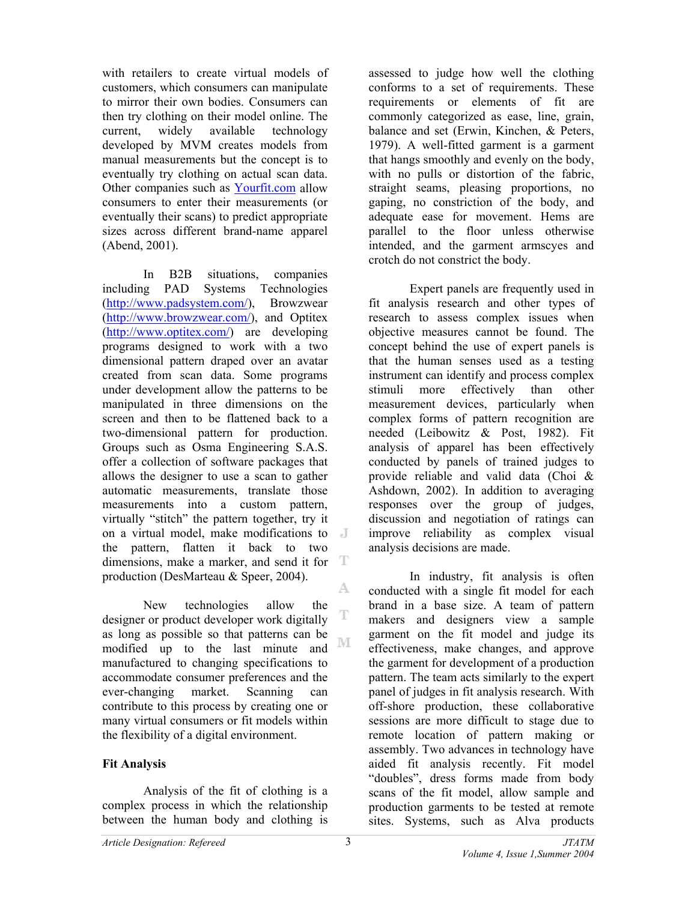with retailers to create virtual models of customers, which consumers can manipulate to mirror their own bodies. Consumers can then try clothing on their model online. The current, widely available technology developed by MVM creates models from manual measurements but the concept is to eventually try clothing on actual scan data. Other companies such as Yourfit.com allow consumers to enter their measurements (or eventually their scans) to predict appropriate sizes across different brand-name apparel (Abend, 2001).

In B2B situations, companies including PAD Systems Technologies (http://www.padsystem.com/), Browzwear (http://www.browzwear.com/), and Optitex (http://www.optitex.com/) are developing programs designed to work with a two dimensional pattern draped over an avatar created from scan data. Some programs under development allow the patterns to be manipulated in three dimensions on the screen and then to be flattened back to a two-dimensional pattern for production. Groups such as Osma Engineering S.A.S. offer a collection of software packages that allows the designer to use a scan to gather automatic measurements, translate those measurements into a custom pattern, virtually "stitch" the pattern together, try it on a virtual model, make modifications to the pattern, flatten it back to two dimensions, make a marker, and send it for production (DesMarteau & Speer, 2004).

New technologies allow the designer or product developer work digitally as long as possible so that patterns can be modified up to the last minute and manufactured to changing specifications to accommodate consumer preferences and the ever-changing market. Scanning can contribute to this process by creating one or many virtual consumers or fit models within the flexibility of a digital environment.

## Fit Analysis

Analysis of the fit of clothing is a complex process in which the relationship between the human body and clothing is assessed to judge how well the clothing conforms to a set of requirements. These requirements or elements of fit are commonly categorized as ease, line, grain, balance and set (Erwin, Kinchen, & Peters, 1979). A well-fitted garment is a garment that hangs smoothly and evenly on the body, with no pulls or distortion of the fabric, straight seams, pleasing proportions, no gaping, no constriction of the body, and adequate ease for movement. Hems are parallel to the floor unless otherwise intended, and the garment armscyes and crotch do not constrict the body.

Expert panels are frequently used in fit analysis research and other types of research to assess complex issues when objective measures cannot be found. The concept behind the use of expert panels is that the human senses used as a testing instrument can identify and process complex stimuli more effectively than other measurement devices, particularly when complex forms of pattern recognition are needed (Leibowitz & Post, 1982). Fit analysis of apparel has been effectively conducted by panels of trained judges to provide reliable and valid data (Choi & Ashdown, 2002). In addition to averaging responses over the group of judges, discussion and negotiation of ratings can improve reliability as complex visual analysis decisions are made.

In industry, fit analysis is often conducted with a single fit model for each brand in a base size. A team of pattern makers and designers view a sample garment on the fit model and judge its effectiveness, make changes, and approve the garment for development of a production pattern. The team acts similarly to the expert panel of judges in fit analysis research. With off-shore production, these collaborative sessions are more difficult to stage due to remote location of pattern making or assembly. Two advances in technology have aided fit analysis recently. Fit model "doubles", dress forms made from body scans of the fit model, allow sample and production garments to be tested at remote sites. Systems, such as Alva products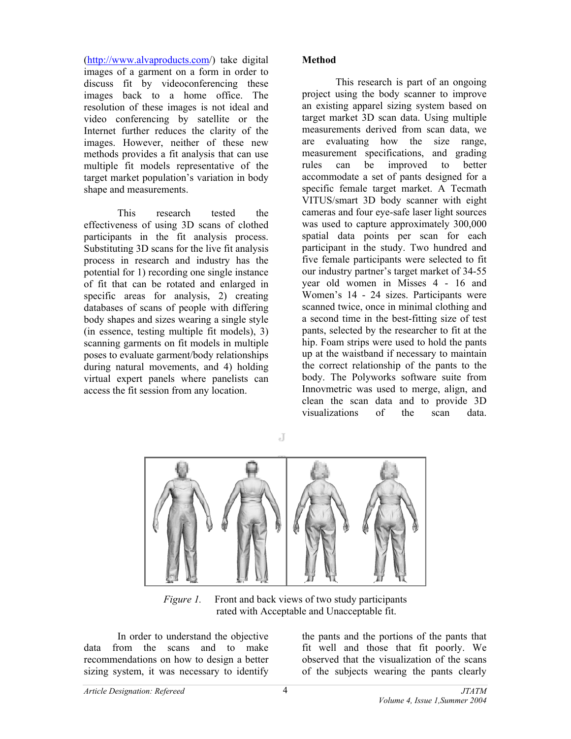(http://www.alvaproducts.com/) take digital images of a garment on a form in order to discuss fit by videoconferencing these images back to a home office. The resolution of these images is not ideal and video conferencing by satellite or the Internet further reduces the clarity of the images. However, neither of these new methods provides a fit analysis that can use multiple fit models representative of the target market population's variation in body shape and measurements.

This research tested the effectiveness of using 3D scans of clothed participants in the fit analysis process. Substituting 3D scans for the live fit analysis process in research and industry has the potential for 1) recording one single instance of fit that can be rotated and enlarged in specific areas for analysis, 2) creating databases of scans of people with differing body shapes and sizes wearing a single style (in essence, testing multiple fit models), 3) scanning garments on fit models in multiple poses to evaluate garment/body relationships during natural movements, and 4) holding virtual expert panels where panelists can access the fit session from any location.

**Method**

This research is part of an ongoing project using the body scanner to improve an existing apparel sizing system based on target market 3D scan data. Using multiple measurements derived from scan data, we are evaluating how the size range, measurement specifications, and grading rules can be improved to better accommodate a set of pants designed for a specific female target market. A Tecmath VITUS/smart 3D body scanner with eight cameras and four eye-safe laser light sources was used to capture approximately 300,000 spatial data points per scan for each participant in the study. Two hundred and five female participants were selected to fit our industry partner's target market of 34-55 year old women in Misses 4 - 16 and Women's 14 - 24 sizes. Participants were scanned twice, once in minimal clothing and a second time in the best-fitting size of test pants, selected by the researcher to fit at the hip. Foam strips were used to hold the pants up at the waistband if necessary to maintain the correct relationship of the pants to the body. The Polyworks software suite from Innovmetric was used to merge, align, and clean the scan data and to provide 3D visualizations of the scan data.

*Figure 1.* Front and back views of two study participants rated with Acceptable and Unacceptable fit.

In order to understand the objective data from the scans and to make recommendations on how to design a better sizing system, it was necessary to identify the pants and the portions of the pants that fit well and those that fit poorly. We observed that the visualization of the scans of the subjects wearing the pants clearly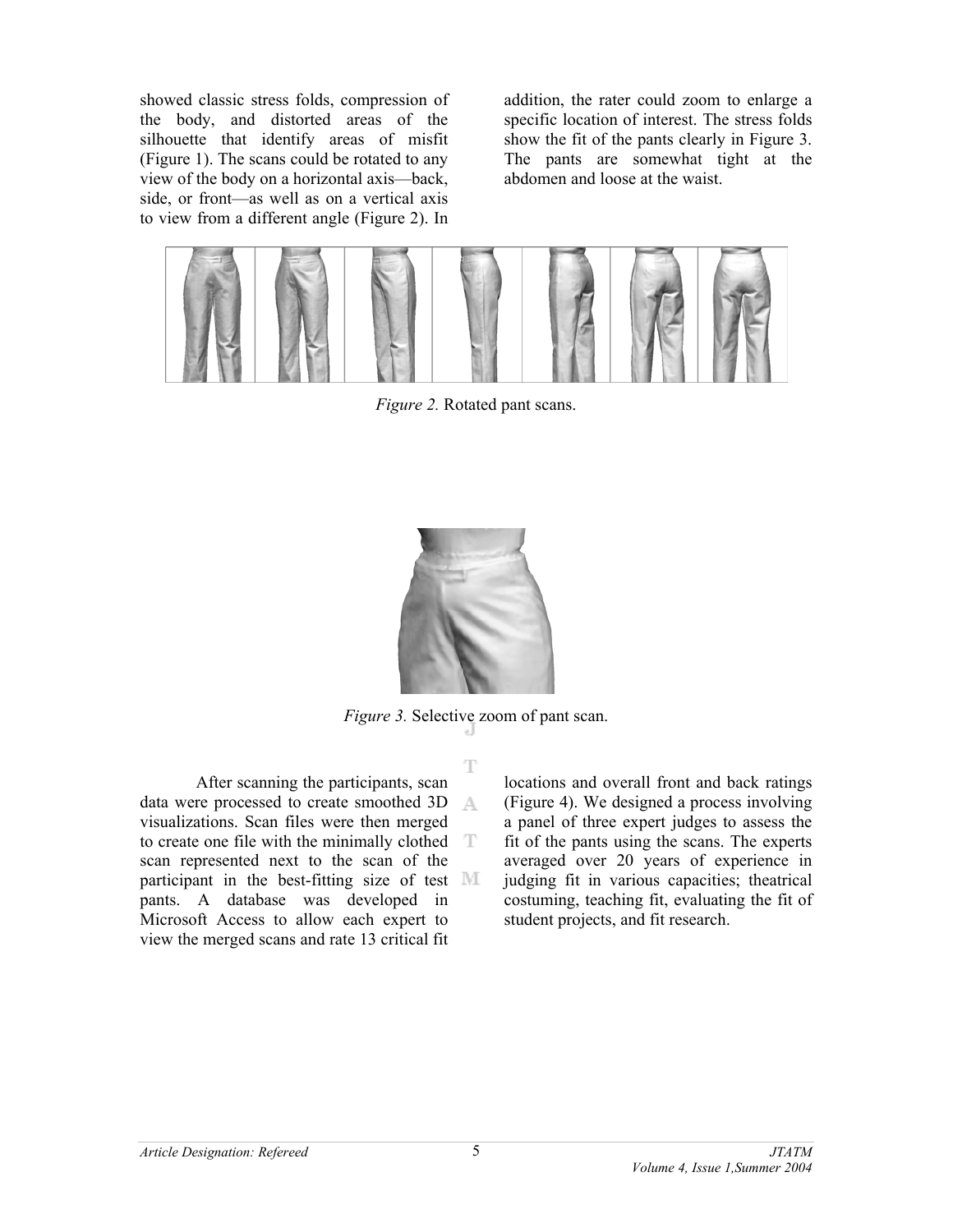showed classic stress folds, compression of the body, and distorted areas of the silhouette that identify areas of misfit (Figure 1). The scans could be rotated to any view of the body on a horizontal axis—back, side, or front—as well as on a vertical axis to view from a different angle (Figure 2). In addition, the rater could zoom to enlarge a specific location of interest. The stress folds show the fit of the pants clearly in Figure 3. The pants are somewhat tight at the abdomen and loose at the waist.

*Figure 2.* Rotated pant scans.

*Figure 3.* Selective zoom of pant scan.

After scanning the participants, scan data were processed to create smoothed 3D visualizations. Scan files were then merged to create one file with the minimally clothed scan represented next to the scan of the participant in the best-fitting size of test pants. A database was developed in Microsoft Access to allow each expert to view the merged scans and rate 13 critical fit locations and overall front and back ratings (Figure 4). We designed a process involving a panel of three expert judges to assess the fit of the pants using the scans. The experts averaged over 20 years of experience in judging fit in various capacities; theatrical costuming, teaching fit, evaluating the fit of student projects, and fit research.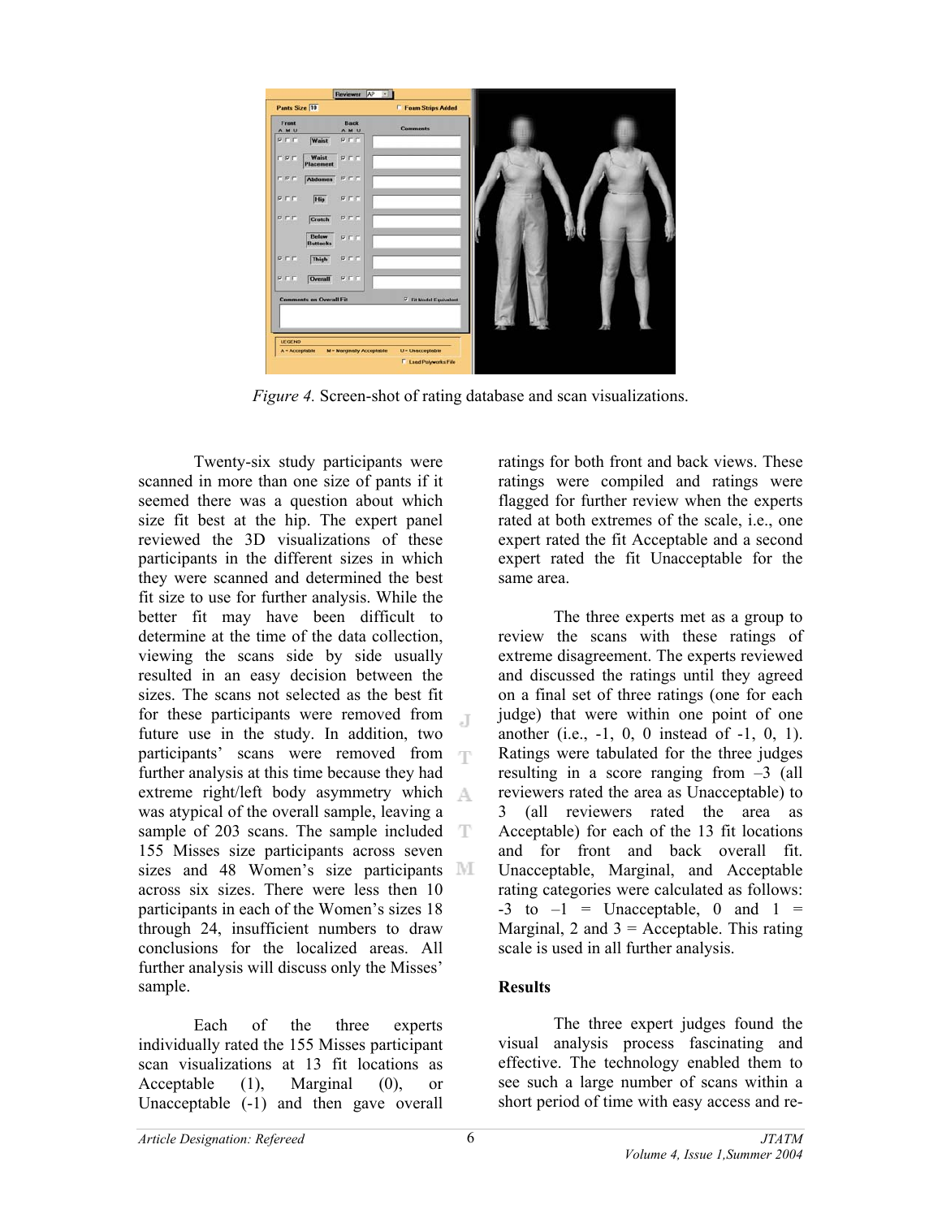*Figure 4.* Screen-shot of rating database and scan visualizations.

Twenty-six study participants were scanned in more than one size of pants if it seemed there was a question about which size fit best at the hip. The expert panel reviewed the 3D visualizations of these participants in the different sizes in which they were scanned and determined the best fit size to use for further analysis. While the better fit may have been difficult to determine at the time of the data collection, viewing the scans side by side usually resulted in an easy decision between the sizes. The scans not selected as the best fit for these participants were removed from future use in the study. In addition, two participants' scans were removed from further analysis at this time because they had extreme right/left body asymmetry which was atypical of the overall sample, leaving a sample of 203 scans. The sample included 155 Misses size participants across seven sizes and 48 Women's size participants across six sizes. There were then 10 participants in each of the Women's sizes 18 through 24, insufficient numbers to draw conclusions for the localized areas. All further analysis will discuss only the Misses' sample.

Each of the three experts individually rated the 155 Misses participant scan visualizations at 13 fit locations as Acceptable (1), Marginal (0), or Unacceptable (-1) and then gave overall ratings for both front and back views. These ratings were compiled and ratings were flagged for further review when the experts rated at both extremes of the scale, i.e., one expert rated the fit Acceptable and a second expert rated the fit Unacceptable for the same area.

The three experts met as a group to review the scans with these ratings of extreme disagreement. The experts reviewed and discussed the ratings until they agreed on a final set of three ratings (one for each judge) that were within one point of one another (i.e., -1, 0, 0 instead of -1, 0, 1). Ratings were tabulated for the three judges resulting in a score ranging from –3 (all reviewers rated the area as Unacceptable) to 3 (all reviewers rated the area as Acceptable) for each of the 13 fit locations and for front and back overall fit. Unacceptable, Marginal, and Acceptable rating categories were calculated as follows: -3 to –1 = Unacceptable, 0 and 1 = Marginal, 2 and 3 = Acceptable. This rating scale is used in all further analysis.

## Results

The three expert judges found the visual analysis process fascinating and effective. The technology enabled them to see such a large number of scans within a short period of time with easy access and re-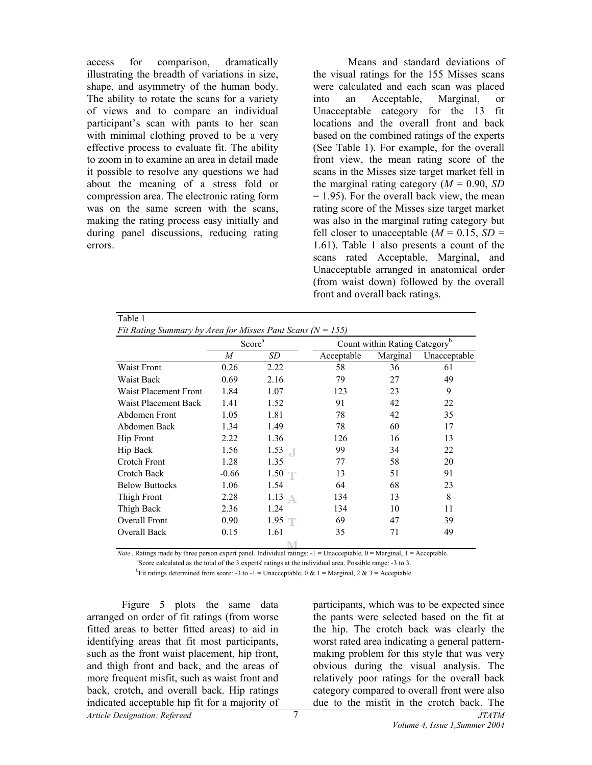access for comparison, dramatically illustrating the breadth of variations in size, shape, and asymmetry of the human body. The ability to rotate the scans for a variety of views and to compare an individual participant's scan with pants to her scan with minimal clothing proved to be a very effective process to evaluate fit. The ability to zoom in to examine an area in detail made it possible to resolve any questions we had about the meaning of a stress fold or compression area. The electronic rating form was on the same screen with the scans, making the rating process easy initially and during panel discussions, reducing rating errors.

Means and standard deviations of the visual ratings for the 155 Misses scans were calculated and each scan was placed into an Acceptable, Marginal, or Unacceptable category for the 13 fit locations and the overall front and back based on the combined ratings of the experts (See Table 1). For example, for the overall front view, the mean rating score of the scans in the Misses size target market fell in the marginal rating category (*M* = 0.90, *SD* = 1.95). For the overall back view, the mean rating score of the Misses size target market was also in the marginal rating category but fell closer to unacceptable (*M* = 0.15, *SD* = 1.61). Table 1 also presents a count of the scans rated Acceptable, Marginal, and Unacceptable arranged in anatomical order (from waist down) followed by the overall front and overall back ratings.

Table 1
*Fit Rating Summary by Area for Misses Pant Scans (N = 155)*

| | Score[a] | | Count within Rating Category[b] | | |
|---|---|---|---|---|---|
| | *M* | *SD* | Acceptable | Marginal | Unacceptable |
| Waist Front | 0.26 | 2.22 | 58 | 36 | 61 |
| Waist Back | 0.69 | 2.16 | 79 | 27 | 49 |
| Waist Placement Front | 1.84 | 1.07 | 123 | 23 | 9 |
| Waist Placement Back | 1.41 | 1.52 | 91 | 42 | 22 |
| Abdomen Front | 1.05 | 1.81 | 78 | 42 | 35 |
| Abdomen Back | 1.34 | 1.49 | 78 | 60 | 17 |
| Hip Front | 2.22 | 1.36 | 126 | 16 | 13 |
| Hip Back | 1.56 | 1.53 | 99 | 34 | 22 |
| Crotch Front | 1.28 | 1.35 | 77 | 58 | 20 |
| Crotch Back | -0.66 | 1.50 | 13 | 51 | 91 |
| Below Buttocks | 1.06 | 1.54 | 64 | 68 | 23 |
| Thigh Front | 2.28 | 1.13 | 134 | 13 | 8 |
| Thigh Back | 2.36 | 1.24 | 134 | 10 | 11 |
| Overall Front | 0.90 | 1.95 | 69 | 47 | 39 |
| Overall Back | 0.15 | 1.61 | 35 | 71 | 49 |

*Note* . Ratings made by three person expert panel. Individual ratings: -1 = Unacceptable, 0 = Marginal, 1 = Acceptable.
[a]Score calculated as the total of the 3 experts' ratings at the individual area. Possible range: -3 to 3.
[b]Fit ratings determined from score: -3 to -1 = Unacceptable, 0 & 1 = Marginal, 2 & 3 = Acceptable.

Figure 5 plots the same data arranged on order of fit ratings (from worse fitted areas to better fitted areas) to aid in identifying areas that fit most participants, such as the front waist placement, hip front, and thigh front and back, and the areas of more frequent misfit, such as waist front and back, crotch, and overall back. Hip ratings indicated acceptable hip fit for a majority of participants, which was to be expected since the pants were selected based on the fit at the hip. The crotch back was clearly the worst rated area indicating a general pattern-making problem for this style that was very obvious during the visual analysis. The relatively poor ratings for the overall back category compared to overall front were also due to the misfit in the crotch back. The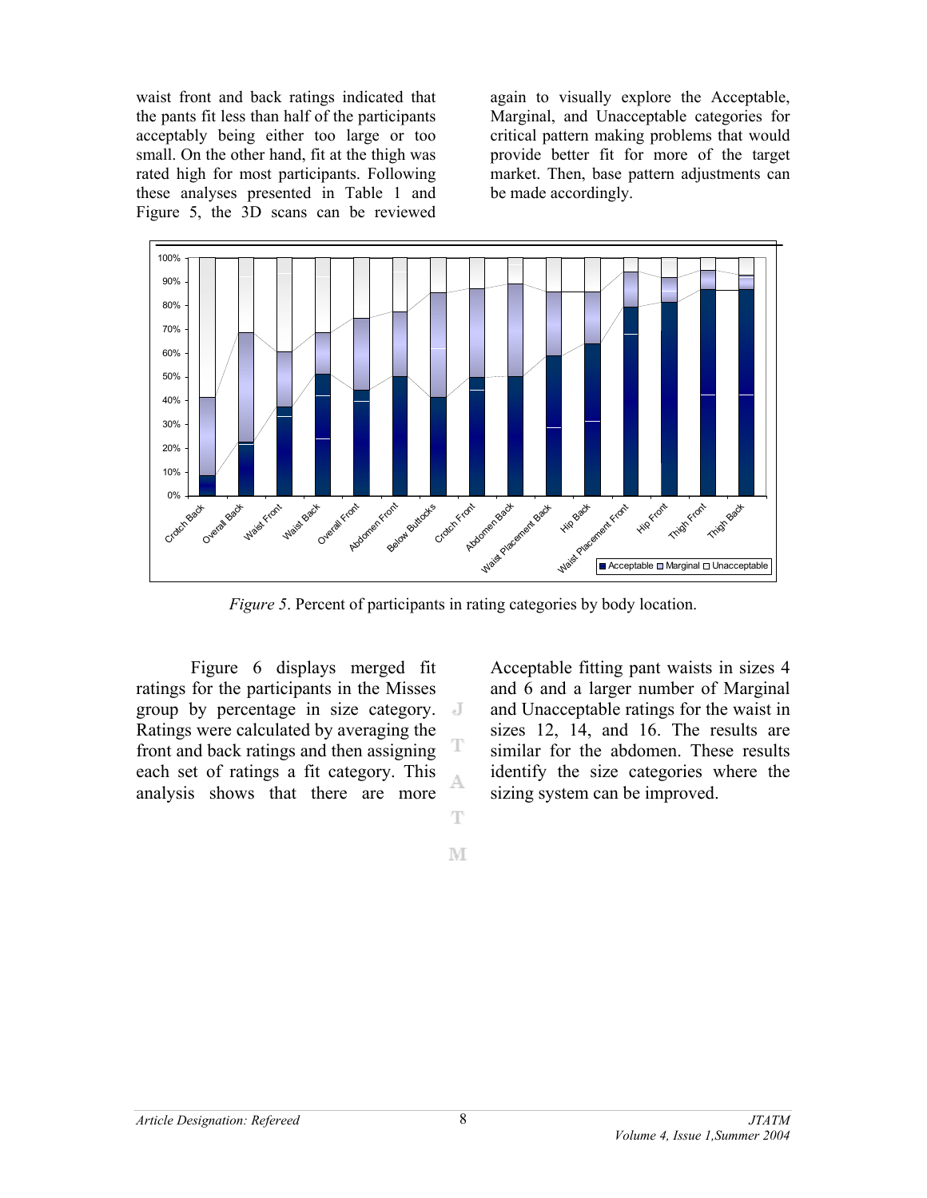waist front and back ratings indicated that the pants fit less than half of the participants acceptably being either too large or too small. On the other hand, fit at the thigh was rated high for most participants. Following these analyses presented in Table 1 and Figure 5, the 3D scans can be reviewed again to visually explore the Acceptable, Marginal, and Unacceptable categories for critical pattern making problems that would provide better fit for more of the target market. Then, base pattern adjustments can be made accordingly.

*Figure 5*. Percent of participants in rating categories by body location.

Figure 6 displays merged fit ratings for the participants in the Misses group by percentage in size category. Ratings were calculated by averaging the front and back ratings and then assigning each set of ratings a fit category. This analysis shows that there are more Acceptable fitting pant waists in sizes 4 and 6 and a larger number of Marginal and Unacceptable ratings for the waist in sizes 12, 14, and 16. The results are similar for the abdomen. These results identify the size categories where the sizing system can be improved.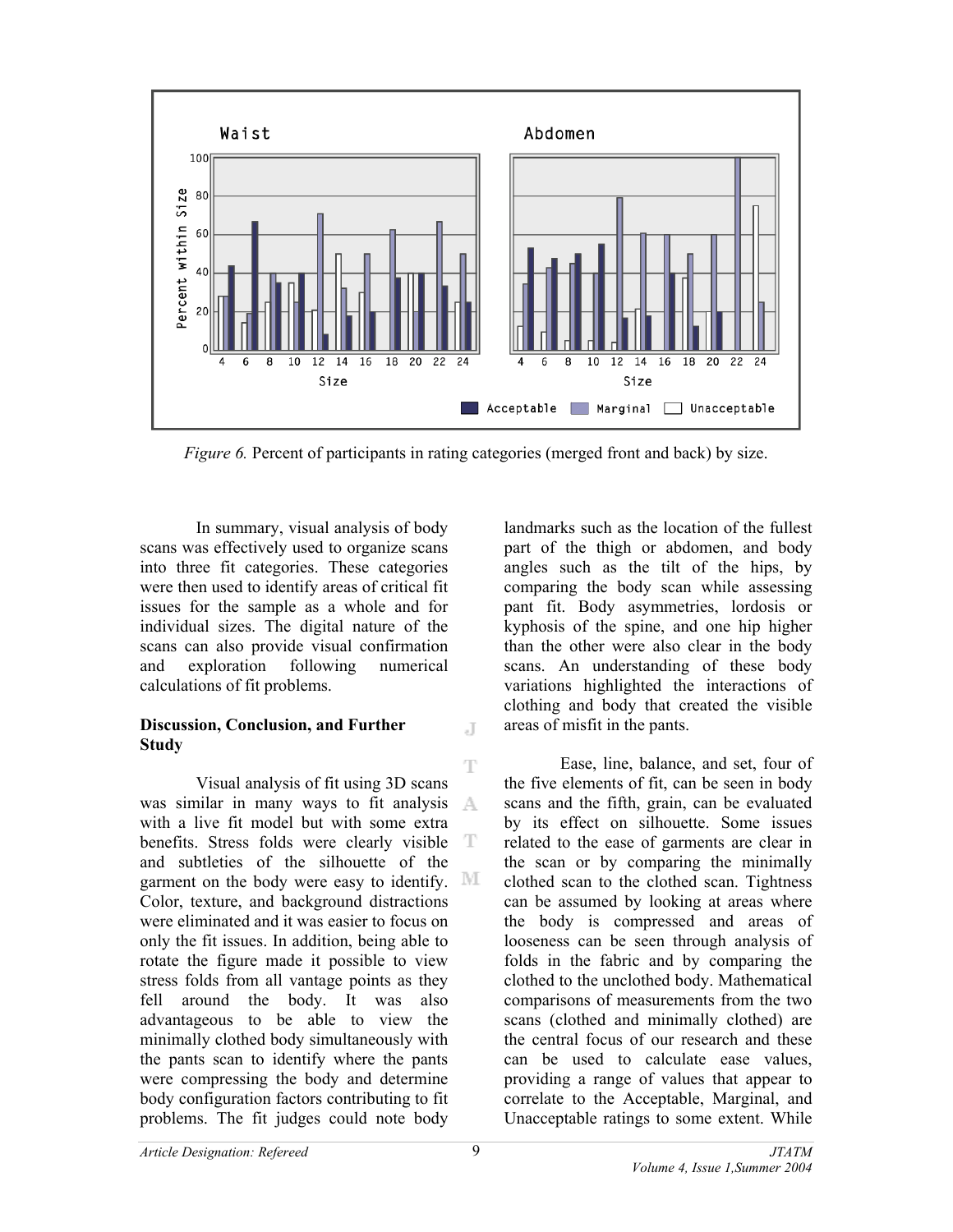*Figure 6.* Percent of participants in rating categories (merged front and back) by size.

In summary, visual analysis of body scans was effectively used to organize scans into three fit categories. These categories were then used to identify areas of critical fit issues for the sample as a whole and for individual sizes. The digital nature of the scans can also provide visual confirmation and exploration following numerical calculations of fit problems.

**Discussion, Conclusion, and Further Study**

Visual analysis of fit using 3D scans was similar in many ways to fit analysis with a live fit model but with some extra benefits. Stress folds were clearly visible and subtleties of the silhouette of the garment on the body were easy to identify. Color, texture, and background distractions were eliminated and it was easier to focus on only the fit issues. In addition, being able to rotate the figure made it possible to view stress folds from all vantage points as they fell around the body. It was also advantageous to be able to view the minimally clothed body simultaneously with the pants scan to identify where the pants were compressing the body and determine body configuration factors contributing to fit problems. The fit judges could note body landmarks such as the location of the fullest part of the thigh or abdomen, and body angles such as the tilt of the hips, by comparing the body scan while assessing pant fit. Body asymmetries, lordosis or kyphosis of the spine, and one hip higher than the other were also clear in the body scans. An understanding of these body variations highlighted the interactions of clothing and body that created the visible areas of misfit in the pants.

Ease, line, balance, and set, four of the five elements of fit, can be seen in body scans and the fifth, grain, can be evaluated by its effect on silhouette. Some issues related to the ease of garments are clear in the scan or by comparing the minimally clothed scan to the clothed scan. Tightness can be assumed by looking at areas where the body is compressed and areas of looseness can be seen through analysis of folds in the fabric and by comparing the clothed to the unclothed body. Mathematical comparisons of measurements from the two scans (clothed and minimally clothed) are the central focus of our research and these can be used to calculate ease values, providing a range of values that appear to correlate to the Acceptable, Marginal, and Unacceptable ratings to some extent. While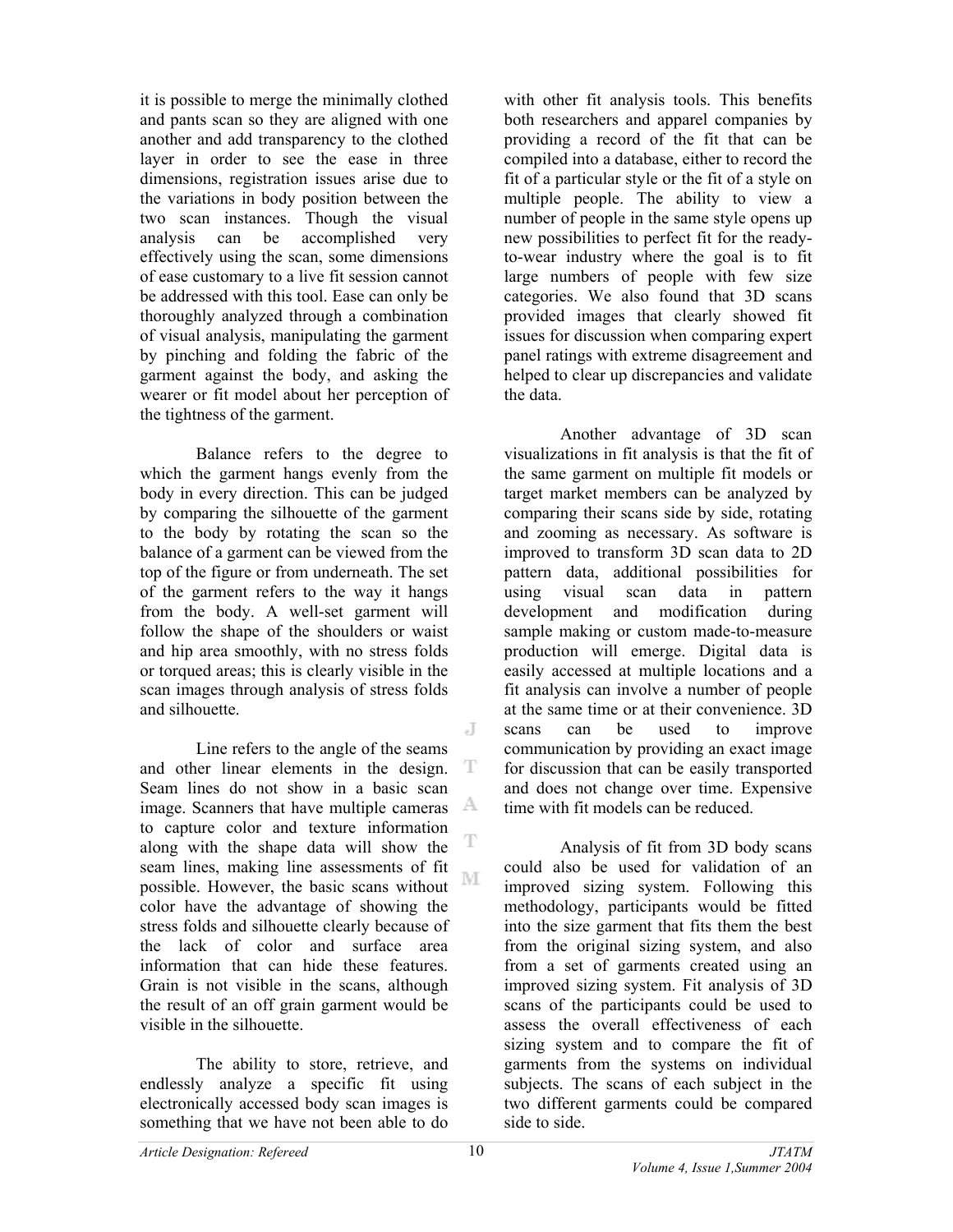it is possible to merge the minimally clothed and pants scan so they are aligned with one another and add transparency to the clothed layer in order to see the ease in three dimensions, registration issues arise due to the variations in body position between the two scan instances. Though the visual analysis can be accomplished very effectively using the scan, some dimensions of ease customary to a live fit session cannot be addressed with this tool. Ease can only be thoroughly analyzed through a combination of visual analysis, manipulating the garment by pinching and folding the fabric of the garment against the body, and asking the wearer or fit model about her perception of the tightness of the garment.

Balance refers to the degree to which the garment hangs evenly from the body in every direction. This can be judged by comparing the silhouette of the garment to the body by rotating the scan so the balance of a garment can be viewed from the top of the figure or from underneath. The set of the garment refers to the way it hangs from the body. A well-set garment will follow the shape of the shoulders or waist and hip area smoothly, with no stress folds or torqued areas; this is clearly visible in the scan images through analysis of stress folds and silhouette.

Line refers to the angle of the seams and other linear elements in the design. Seam lines do not show in a basic scan image. Scanners that have multiple cameras to capture color and texture information along with the shape data will show the seam lines, making line assessments of fit possible. However, the basic scans without color have the advantage of showing the stress folds and silhouette clearly because of the lack of color and surface area information that can hide these features. Grain is not visible in the scans, although the result of an off grain garment would be visible in the silhouette.

The ability to store, retrieve, and endlessly analyze a specific fit using electronically accessed body scan images is something that we have not been able to do with other fit analysis tools. This benefits both researchers and apparel companies by providing a record of the fit that can be compiled into a database, either to record the fit of a particular style or the fit of a style on multiple people. The ability to view a number of people in the same style opens up new possibilities to perfect fit for the ready-to-wear industry where the goal is to fit large numbers of people with few size categories. We also found that 3D scans provided images that clearly showed fit issues for discussion when comparing expert panel ratings with extreme disagreement and helped to clear up discrepancies and validate the data.

Another advantage of 3D scan visualizations in fit analysis is that the fit of the same garment on multiple fit models or target market members can be analyzed by comparing their scans side by side, rotating and zooming as necessary. As software is improved to transform 3D scan data to 2D pattern data, additional possibilities for using visual scan data in pattern development and modification during sample making or custom made-to-measure production will emerge. Digital data is easily accessed at multiple locations and a fit analysis can involve a number of people at the same time or at their convenience. 3D scans can be used to improve communication by providing an exact image for discussion that can be easily transported and does not change over time. Expensive time with fit models can be reduced.

Analysis of fit from 3D body scans could also be used for validation of an improved sizing system. Following this methodology, participants would be fitted into the size garment that fits them the best from the original sizing system, and also from a set of garments created using an improved sizing system. Fit analysis of 3D scans of the participants could be used to assess the overall effectiveness of each sizing system and to compare the fit of garments from the systems on individual subjects. The scans of each subject in the two different garments could be compared side to side.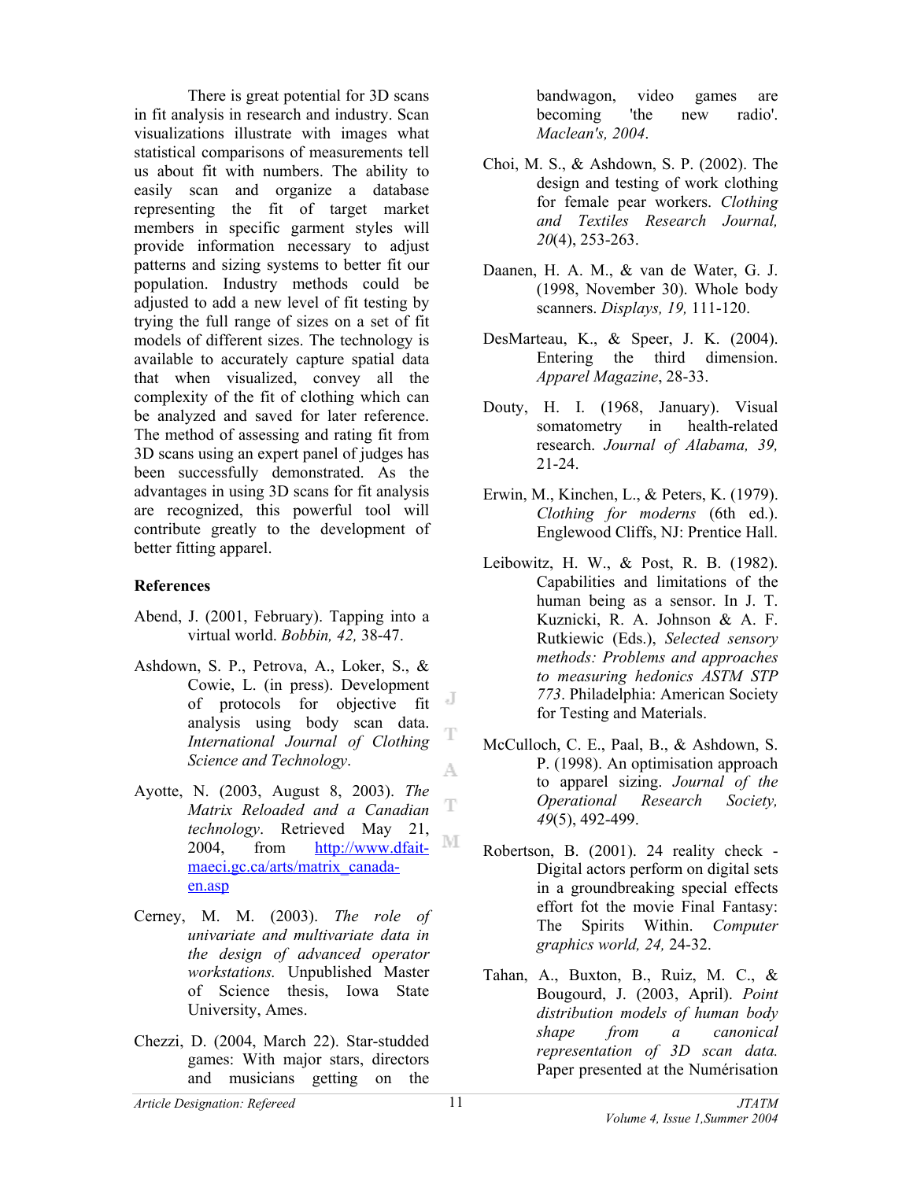There is great potential for 3D scans in fit analysis in research and industry. Scan visualizations illustrate with images what statistical comparisons of measurements tell us about fit with numbers. The ability to easily scan and organize a database representing the fit of target market members in specific garment styles will provide information necessary to adjust patterns and sizing systems to better fit our population. Industry methods could be adjusted to add a new level of fit testing by trying the full range of sizes on a set of fit models of different sizes. The technology is available to accurately capture spatial data that when visualized, convey all the complexity of the fit of clothing which can be analyzed and saved for later reference. The method of assessing and rating fit from 3D scans using an expert panel of judges has been successfully demonstrated. As the advantages in using 3D scans for fit analysis are recognized, this powerful tool will contribute greatly to the development of better fitting apparel.

**References**

Abend, J. (2001, February). Tapping into a virtual world. *Bobbin, 42,* 38-47.

Ashdown, S. P., Petrova, A., Loker, S., & Cowie, L. (in press). Development of protocols for objective fit analysis using body scan data. *International Journal of Clothing Science and Technology*.

Ayotte, N. (2003, August 8, 2003). *The Matrix Reloaded and a Canadian technology*. Retrieved May 21, 2004, from http://www.dfait-maeci.gc.ca/arts/matrix_canada-en.asp

Cerney, M. M. (2003). *The role of univariate and multivariate data in the design of advanced operator workstations.* Unpublished Master of Science thesis, Iowa State University, Ames.

Chezzi, D. (2004, March 22). Star-studded games: With major stars, directors and musicians getting on the bandwagon, video games are becoming 'the new radio'. *Maclean's, 2004*.

Choi, M. S., & Ashdown, S. P. (2002). The design and testing of work clothing for female pear workers. *Clothing and Textiles Research Journal, 20*(4), 253-263.

Daanen, H. A. M., & van de Water, G. J. (1998, November 30). Whole body scanners. *Displays, 19,* 111-120.

DesMarteau, K., & Speer, J. K. (2004). Entering the third dimension. *Apparel Magazine*, 28-33.

Douty, H. I. (1968, January). Visual somatometry in health-related research. *Journal of Alabama, 39,* 21-24.

Erwin, M., Kinchen, L., & Peters, K. (1979). *Clothing for moderns* (6th ed.). Englewood Cliffs, NJ: Prentice Hall.

Leibowitz, H. W., & Post, R. B. (1982). Capabilities and limitations of the human being as a sensor. In J. T. Kuznicki, R. A. Johnson & A. F. Rutkiewic (Eds.), *Selected sensory methods: Problems and approaches to measuring hedonics ASTM STP 773*. Philadelphia: American Society for Testing and Materials.

McCulloch, C. E., Paal, B., & Ashdown, S. P. (1998). An optimisation approach to apparel sizing. *Journal of the Operational Research Society, 49*(5), 492-499.

Robertson, B. (2001). 24 reality check - Digital actors perform on digital sets in a groundbreaking special effects effort fot the movie Final Fantasy: The Spirits Within. *Computer graphics world, 24,* 24-32.

Tahan, A., Buxton, B., Ruiz, M. C., & Bougourd, J. (2003, April). *Point distribution models of human body shape from a canonical representation of 3D scan data.* Paper presented at the Numérisation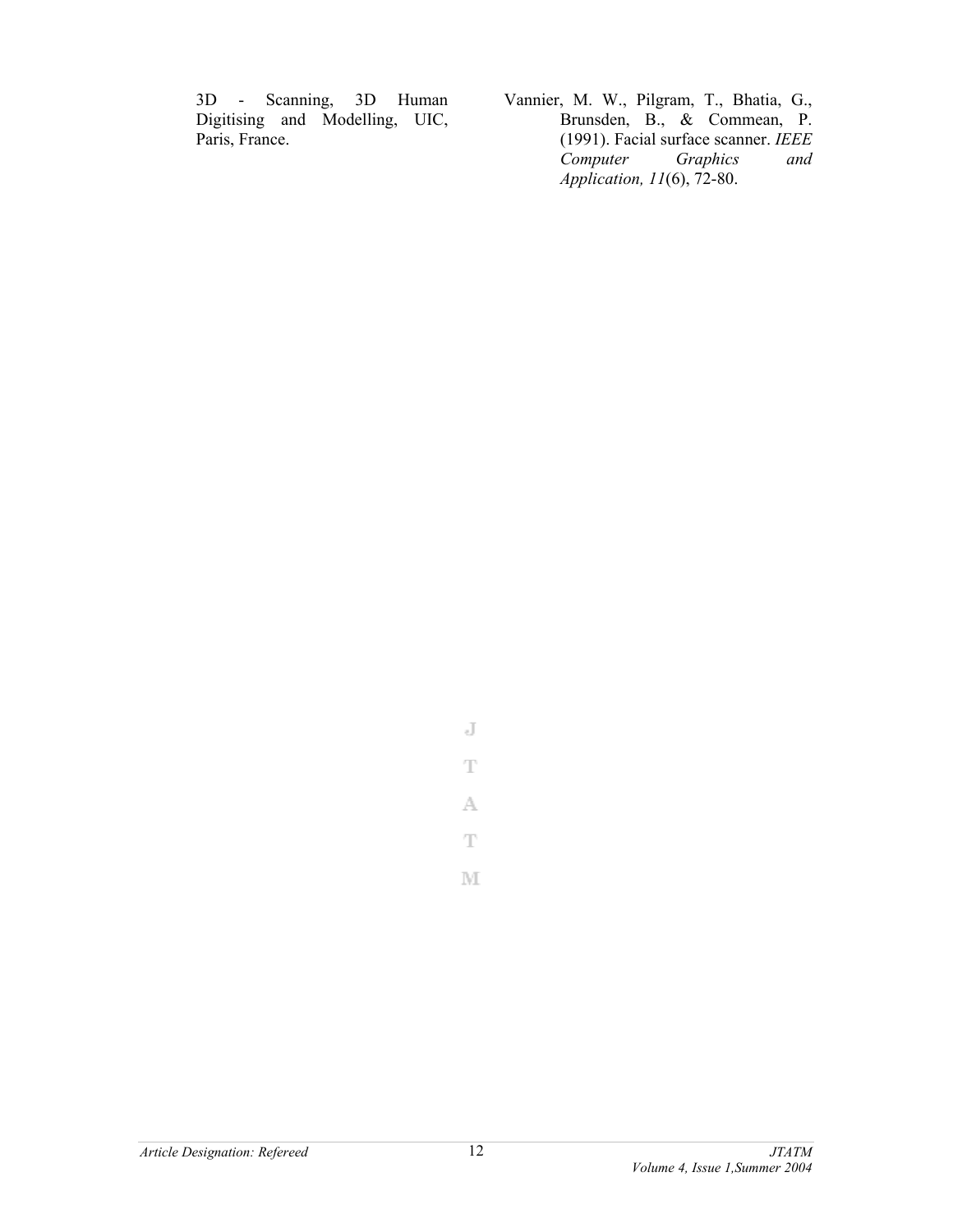3D - Scanning, 3D Human Digitising and Modelling, UIC, Paris, France.

Vannier, M. W., Pilgram, T., Bhatia, G., Brunsden, B., & Commean, P. (1991). Facial surface scanner. *IEEE Computer Graphics and Application, 11*(6), 72-80.